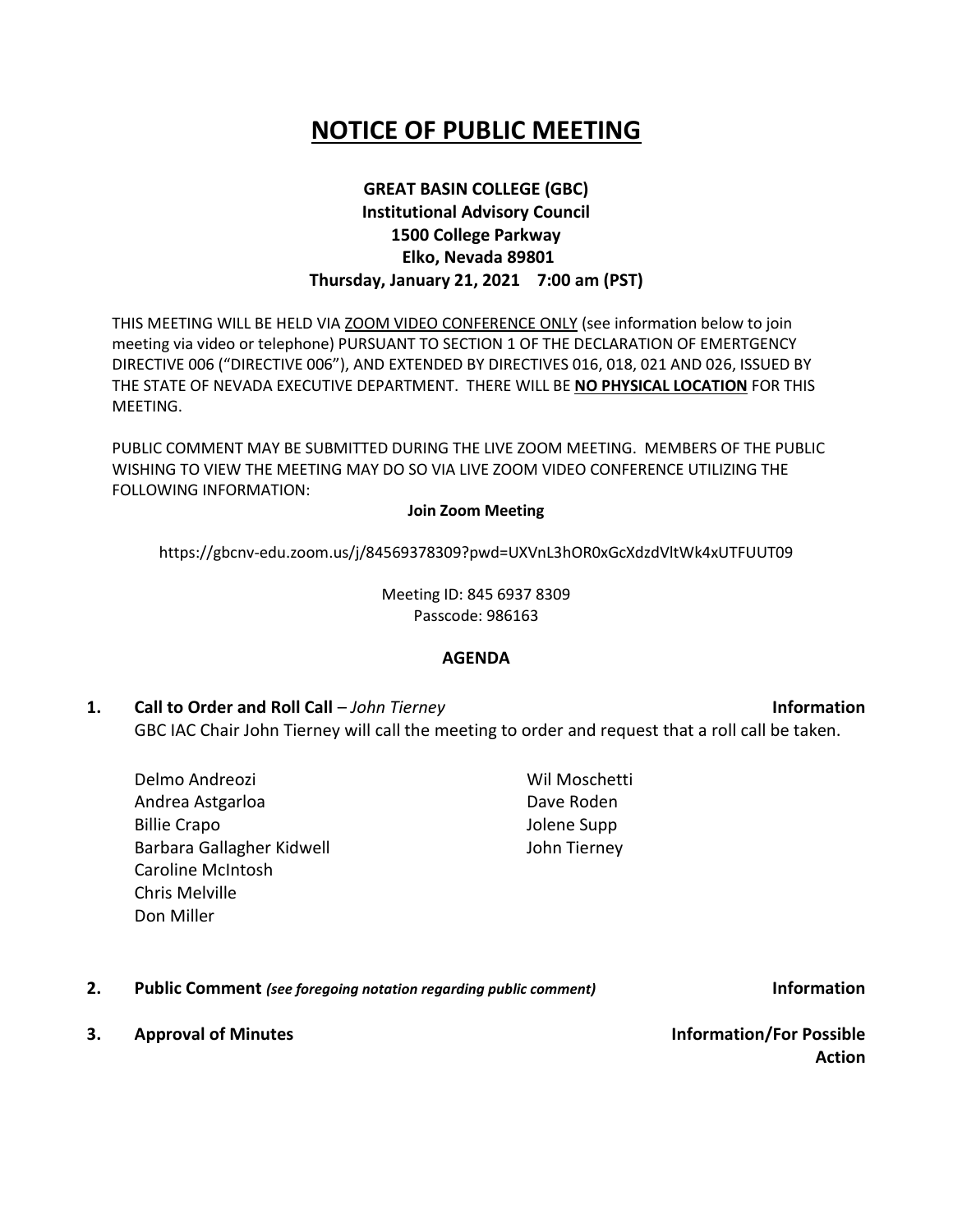# NOTICE OF PUBLIC MEETING

**GREAT BASIN COLLEGE (GBC)**
**Institutional Advisory Council**
**1500 College Parkway**
**Elko, Nevada 89801**
**Thursday, January 21, 2021 7:00 am (PST)**

THIS MEETING WILL BE HELD VIA ZOOM VIDEO CONFERENCE ONLY (see information below to join meeting via video or telephone) PURSUANT TO SECTION 1 OF THE DECLARATION OF EMERTGENCY DIRECTIVE 006 ("DIRECTIVE 006"), AND EXTENDED BY DIRECTIVES 016, 018, 021 AND 026, ISSUED BY THE STATE OF NEVADA EXECUTIVE DEPARTMENT. THERE WILL BE **NO PHYSICAL LOCATION** FOR THIS MEETING.

PUBLIC COMMENT MAY BE SUBMITTED DURING THE LIVE ZOOM MEETING. MEMBERS OF THE PUBLIC WISHING TO VIEW THE MEETING MAY DO SO VIA LIVE ZOOM VIDEO CONFERENCE UTILIZING THE FOLLOWING INFORMATION:

**Join Zoom Meeting**

https://gbcnv-edu.zoom.us/j/84569378309?pwd=UXVnL3hOR0xGcXdzdVltWk4xUTFUUT09

Meeting ID: 845 6937 8309
Passcode: 986163

## AGENDA

**1. Call to Order and Roll Call** – *John Tierney* **Information**

GBC IAC Chair John Tierney will call the meeting to order and request that a roll call be taken.

Delmo Andreozi
Andrea Astgarloa
Billie Crapo
Barbara Gallagher Kidwell
Caroline McIntosh
Chris Melville
Don Miller
Wil Moschetti
Dave Roden
Jolene Supp
John Tierney

**2. Public Comment** *(see foregoing notation regarding public comment)* **Information**

**3. Approval of Minutes** **Information/For Possible Action**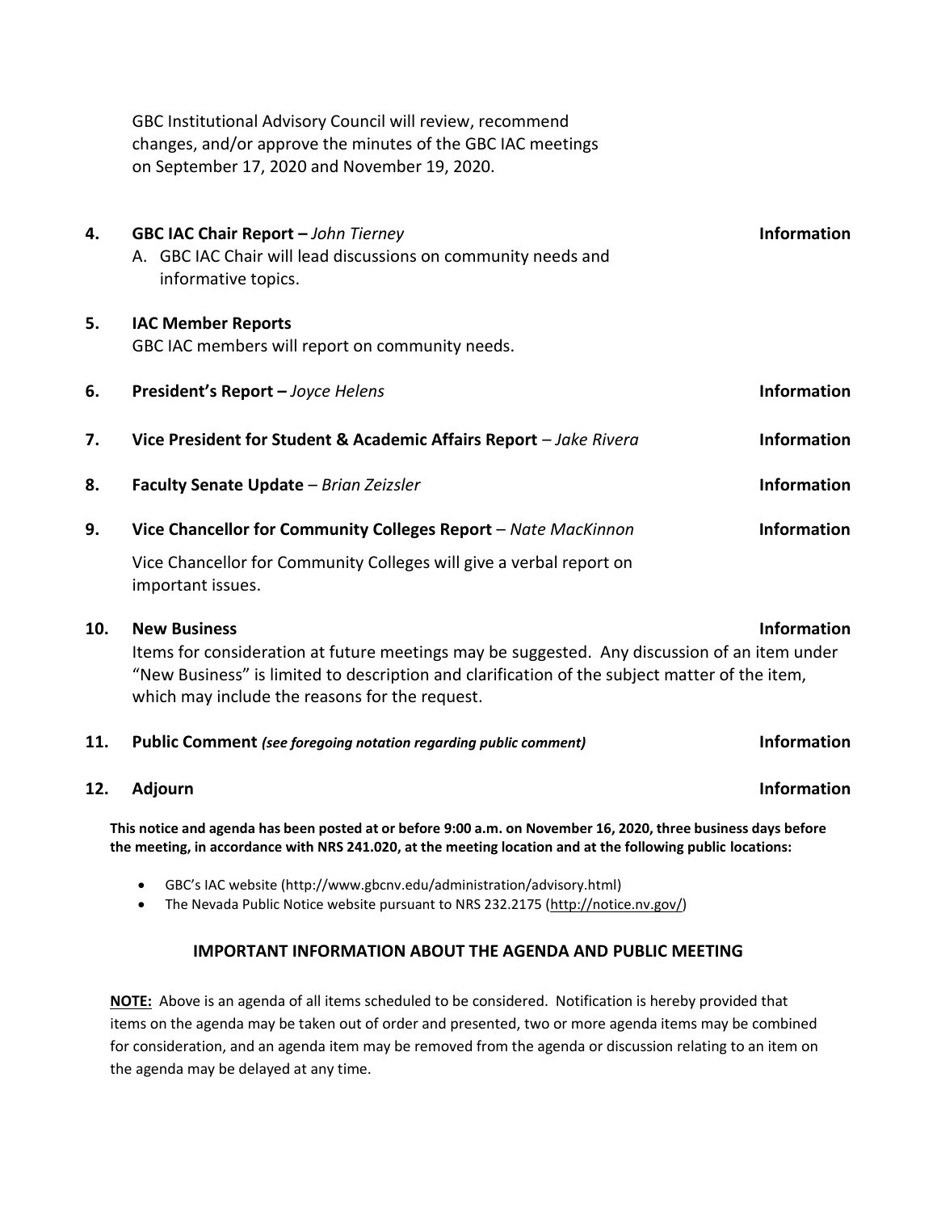GBC Institutional Advisory Council will review, recommend changes, and/or approve the minutes of the GBC IAC meetings on September 17, 2020 and November 19, 2020.

**4. GBC IAC Chair Report –** *John Tierney* **Information**

A. GBC IAC Chair will lead discussions on community needs and informative topics.

**5. IAC Member Reports**

GBC IAC members will report on community needs.

**6. President's Report –** *Joyce Helens* **Information**

**7. Vice President for Student & Academic Affairs Report** – *Jake Rivera* **Information**

**8. Faculty Senate Update** – *Brian Zeizsler* **Information**

**9. Vice Chancellor for Community Colleges Report** – *Nate MacKinnon* **Information**

Vice Chancellor for Community Colleges will give a verbal report on important issues.

**10. New Business** **Information**

Items for consideration at future meetings may be suggested. Any discussion of an item under "New Business" is limited to description and clarification of the subject matter of the item, which may include the reasons for the request.

**11. Public Comment** ***(see foregoing notation regarding public comment)*** **Information**

**12. Adjourn** **Information**

**This notice and agenda has been posted at or before 9:00 a.m. on November 16, 2020, three business days before the meeting, in accordance with NRS 241.020, at the meeting location and at the following public locations:**

- GBC's IAC website (http://www.gbcnv.edu/administration/advisory.html)
- The Nevada Public Notice website pursuant to NRS 232.2175 (http://notice.nv.gov/)

## IMPORTANT INFORMATION ABOUT THE AGENDA AND PUBLIC MEETING

**NOTE:** Above is an agenda of all items scheduled to be considered. Notification is hereby provided that items on the agenda may be taken out of order and presented, two or more agenda items may be combined for consideration, and an agenda item may be removed from the agenda or discussion relating to an item on the agenda may be delayed at any time.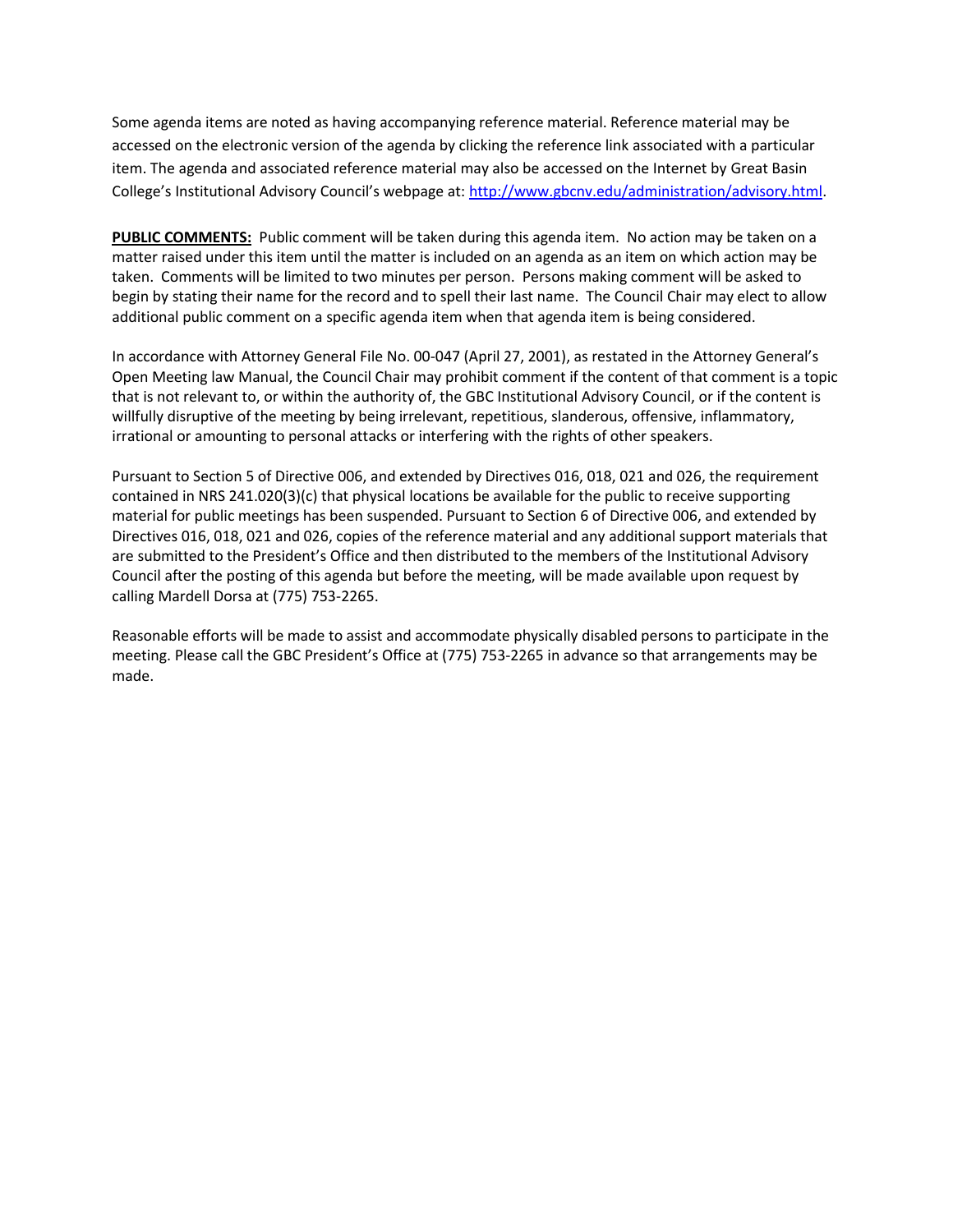Some agenda items are noted as having accompanying reference material. Reference material may be accessed on the electronic version of the agenda by clicking the reference link associated with a particular item. The agenda and associated reference material may also be accessed on the Internet by Great Basin College's Institutional Advisory Council's webpage at: [http://www.gbcnv.edu/administration/advisory.html](http://www.gbcnv.edu/administration/advisory.html).

**PUBLIC COMMENTS:** Public comment will be taken during this agenda item. No action may be taken on a matter raised under this item until the matter is included on an agenda as an item on which action may be taken. Comments will be limited to two minutes per person. Persons making comment will be asked to begin by stating their name for the record and to spell their last name. The Council Chair may elect to allow additional public comment on a specific agenda item when that agenda item is being considered.

In accordance with Attorney General File No. 00-047 (April 27, 2001), as restated in the Attorney General's Open Meeting law Manual, the Council Chair may prohibit comment if the content of that comment is a topic that is not relevant to, or within the authority of, the GBC Institutional Advisory Council, or if the content is willfully disruptive of the meeting by being irrelevant, repetitious, slanderous, offensive, inflammatory, irrational or amounting to personal attacks or interfering with the rights of other speakers.

Pursuant to Section 5 of Directive 006, and extended by Directives 016, 018, 021 and 026, the requirement contained in NRS 241.020(3)(c) that physical locations be available for the public to receive supporting material for public meetings has been suspended. Pursuant to Section 6 of Directive 006, and extended by Directives 016, 018, 021 and 026, copies of the reference material and any additional support materials that are submitted to the President's Office and then distributed to the members of the Institutional Advisory Council after the posting of this agenda but before the meeting, will be made available upon request by calling Mardell Dorsa at (775) 753-2265.

Reasonable efforts will be made to assist and accommodate physically disabled persons to participate in the meeting. Please call the GBC President's Office at (775) 753-2265 in advance so that arrangements may be made.